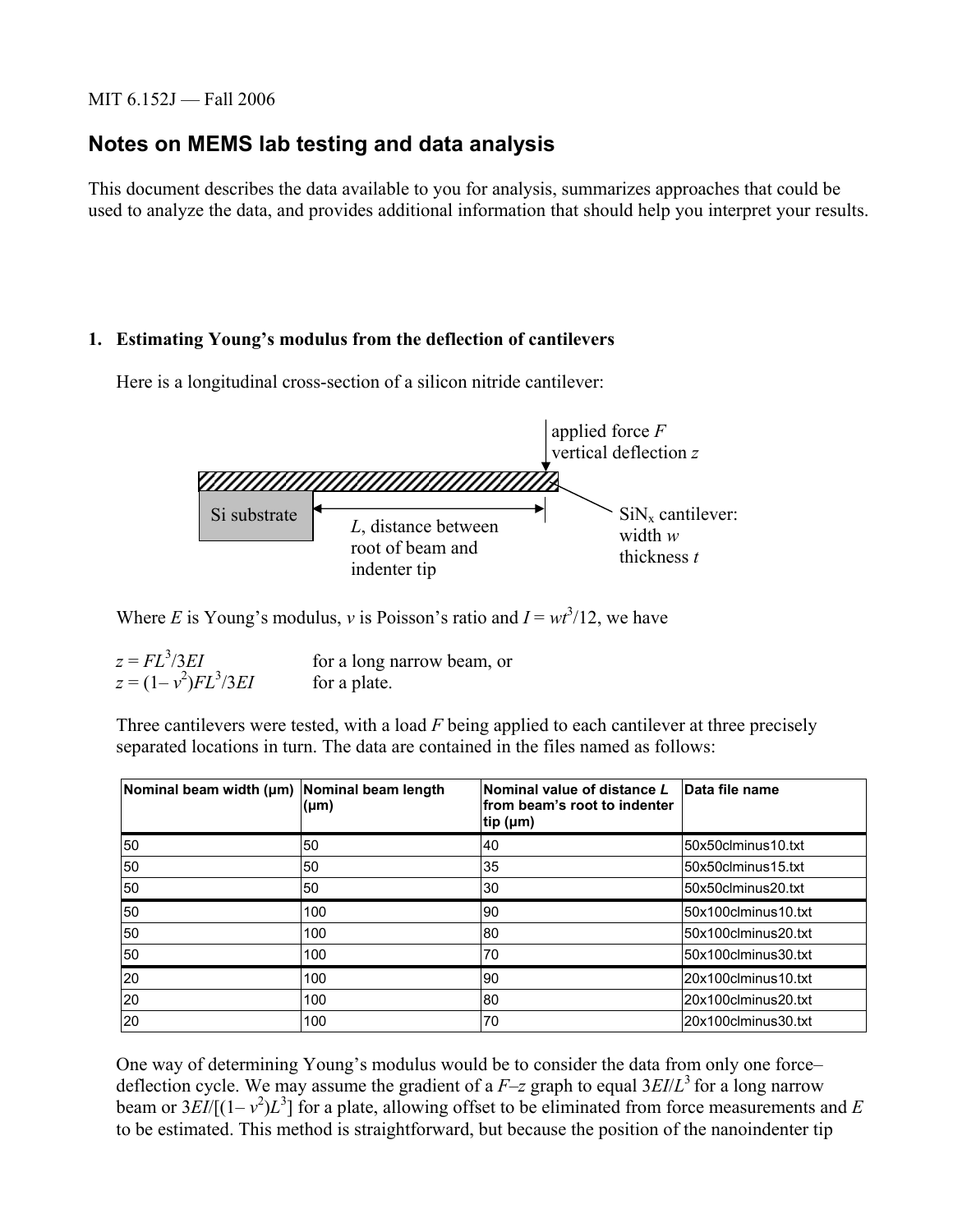MIT 6.152J — Fall 2006

# Notes on MEMS lab testing and data analysis

This document describes the data available to you for analysis, summarizes approaches that could be used to analyze the data, and provides additional information that should help you interpret your results.

## 1. Estimating Young's modulus from the deflection of cantilevers

Here is a longitudinal cross-section of a silicon nitride cantilever:

applied force $F$
vertical deflection $z$

Si substrate

$L$, distance between root of beam and indenter tip

$SiN_x$ cantilever: width $w$ thickness $t$

Where $E$ is Young's modulus, $v$ is Poisson's ratio and $I = wt^3/12$, we have

$z = FL^3/3EI$ for a long narrow beam, or
$z = (1 - v^2)FL^3/3EI$ for a plate.

Three cantilevers were tested, with a load $F$ being applied to each cantilever at three precisely separated locations in turn. The data are contained in the files named as follows:

| Nominal beam width (μm) | Nominal beam length (μm) | Nominal value of distance *L* from beam's root to indenter tip (μm) | Data file name |
|---|---|---|---|
| 50 | 50 | 40 | 50x50clminus10.txt |
| 50 | 50 | 35 | 50x50clminus15.txt |
| 50 | 50 | 30 | 50x50clminus20.txt |
| 50 | 100 | 90 | 50x100clminus10.txt |
| 50 | 100 | 80 | 50x100clminus20.txt |
| 50 | 100 | 70 | 50x100clminus30.txt |
| 20 | 100 | 90 | 20x100clminus10.txt |
| 20 | 100 | 80 | 20x100clminus20.txt |
| 20 | 100 | 70 | 20x100clminus30.txt |

One way of determining Young's modulus would be to consider the data from only one force–deflection cycle. We may assume the gradient of a $F$–$z$ graph to equal $3EI/L^3$ for a long narrow beam or $3EI/[(1 - v^2)L^3]$ for a plate, allowing offset to be eliminated from force measurements and $E$ to be estimated. This method is straightforward, but because the position of the nanoindenter tip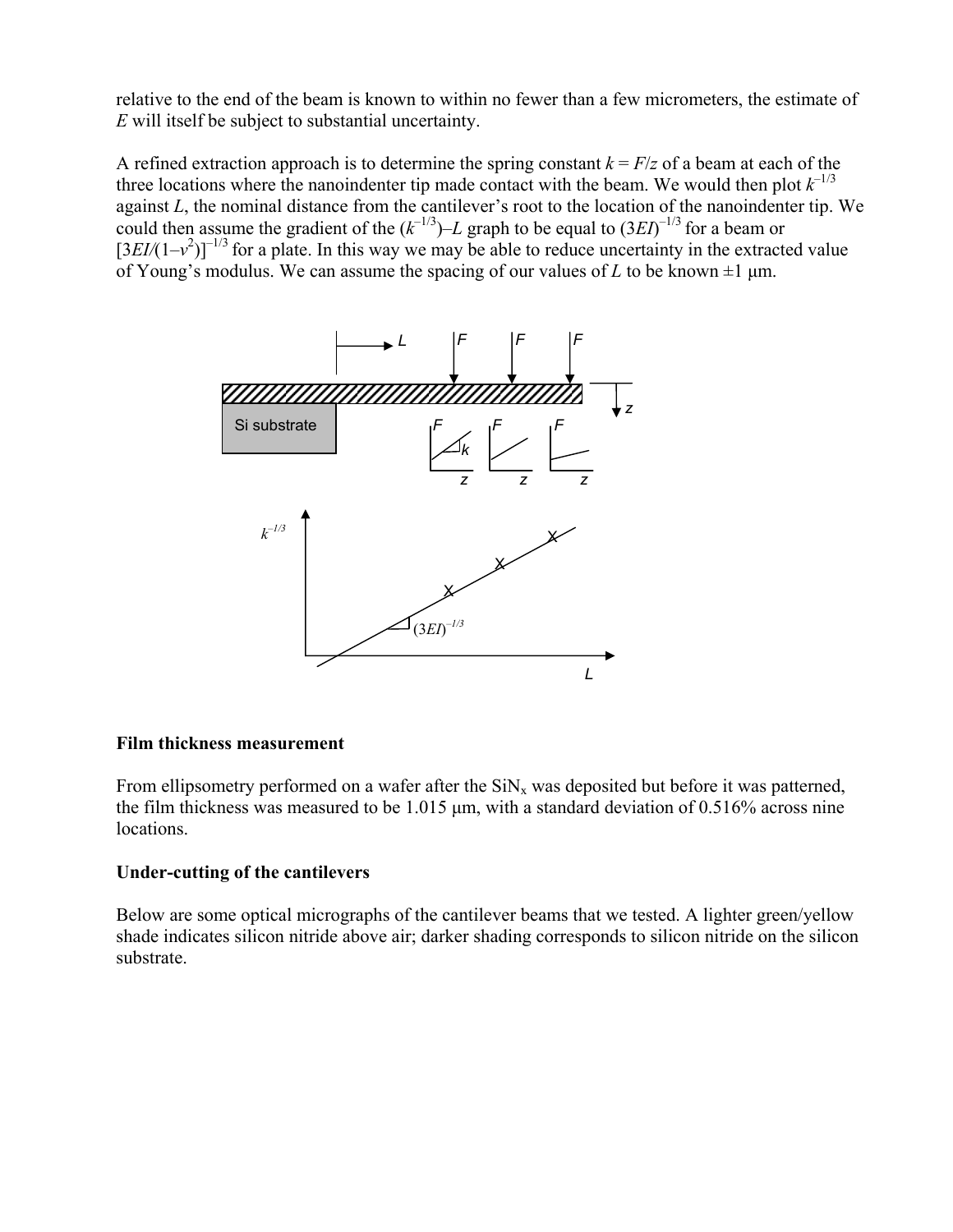relative to the end of the beam is known to within no fewer than a few micrometers, the estimate of $E$ will itself be subject to substantial uncertainty.

A refined extraction approach is to determine the spring constant $k = F/z$ of a beam at each of the three locations where the nanoindenter tip made contact with the beam. We would then plot $k^{-1/3}$ against $L$, the nominal distance from the cantilever's root to the location of the nanoindenter tip. We could then assume the gradient of the ($k^{-1/3}$)–$L$ graph to be equal to $(3EI)^{-1/3}$ for a beam or $[3EI/(1-\nu^2)]^{-1/3}$ for a plate. In this way we may be able to reduce uncertainty in the extracted value of Young's modulus. We can assume the spacing of our values of $L$ to be known ±1 μm.

### Film thickness measurement

From ellipsometry performed on a wafer after the $SiN_x$ was deposited but before it was patterned, the film thickness was measured to be 1.015 μm, with a standard deviation of 0.516% across nine locations.

### Under-cutting of the cantilevers

Below are some optical micrographs of the cantilever beams that we tested. A lighter green/yellow shade indicates silicon nitride above air; darker shading corresponds to silicon nitride on the silicon substrate.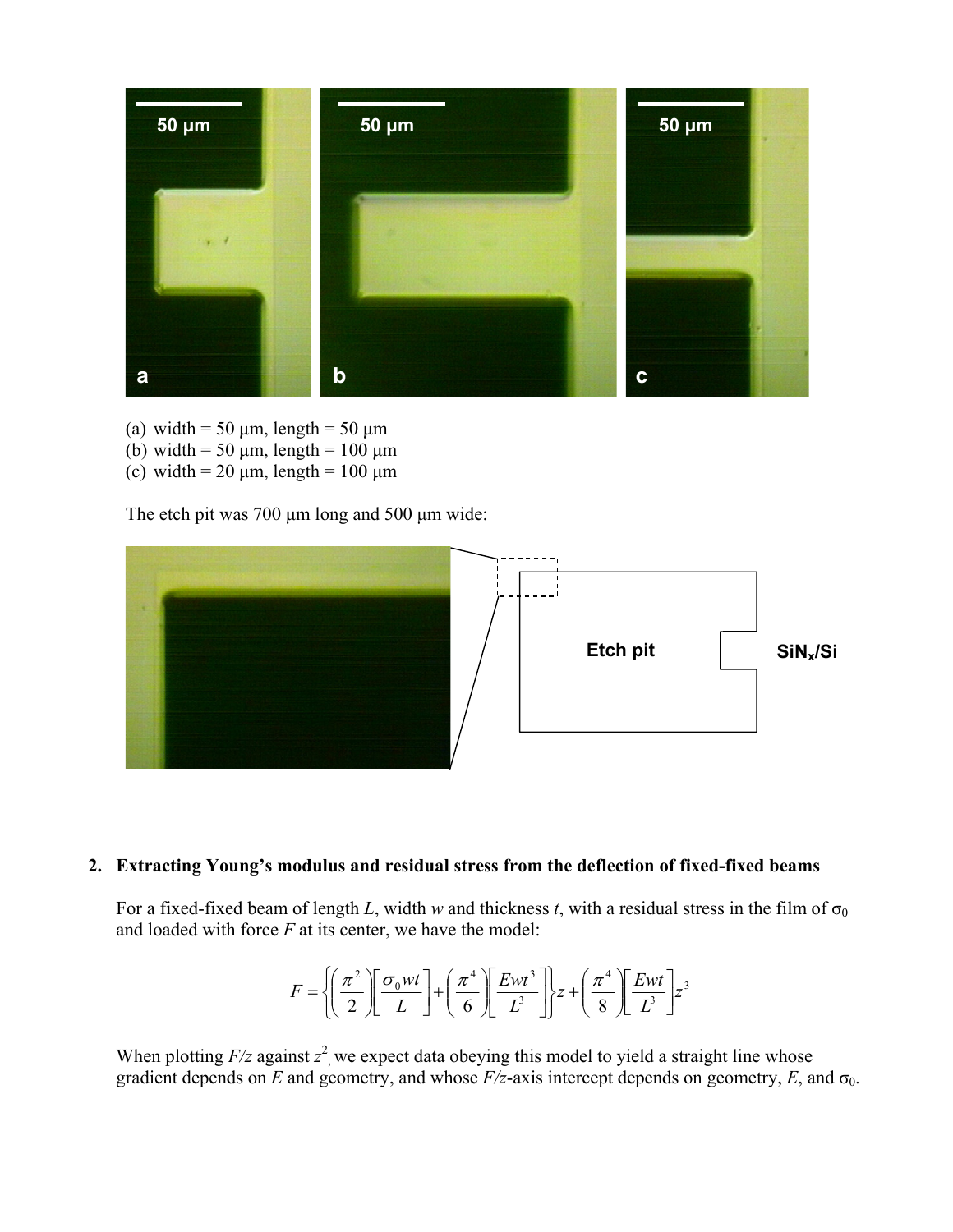(a) width = 50 μm, length = 50 μm
(b) width = 50 μm, length = 100 μm
(c) width = 20 μm, length = 100 μm

The etch pit was 700 μm long and 500 μm wide:

## 2. Extracting Young's modulus and residual stress from the deflection of fixed-fixed beams

For a fixed-fixed beam of length $L$, width $w$ and thickness $t$, with a residual stress in the film of $\sigma_0$ and loaded with force $F$ at its center, we have the model:

$$F = \left\{ \left( \frac{\pi^2}{2} \right) \left[ \frac{\sigma_0 w t}{L} \right] + \left( \frac{\pi^4}{6} \right) \left[ \frac{E w t^3}{L^3} \right] \right\} z + \left( \frac{\pi^4}{8} \right) \left[ \frac{E w t}{L^3} \right] z^3$$

When plotting $F/z$ against $z^2$, we expect data obeying this model to yield a straight line whose gradient depends on $E$ and geometry, and whose $F/z$-axis intercept depends on geometry, $E$, and $\sigma_0$.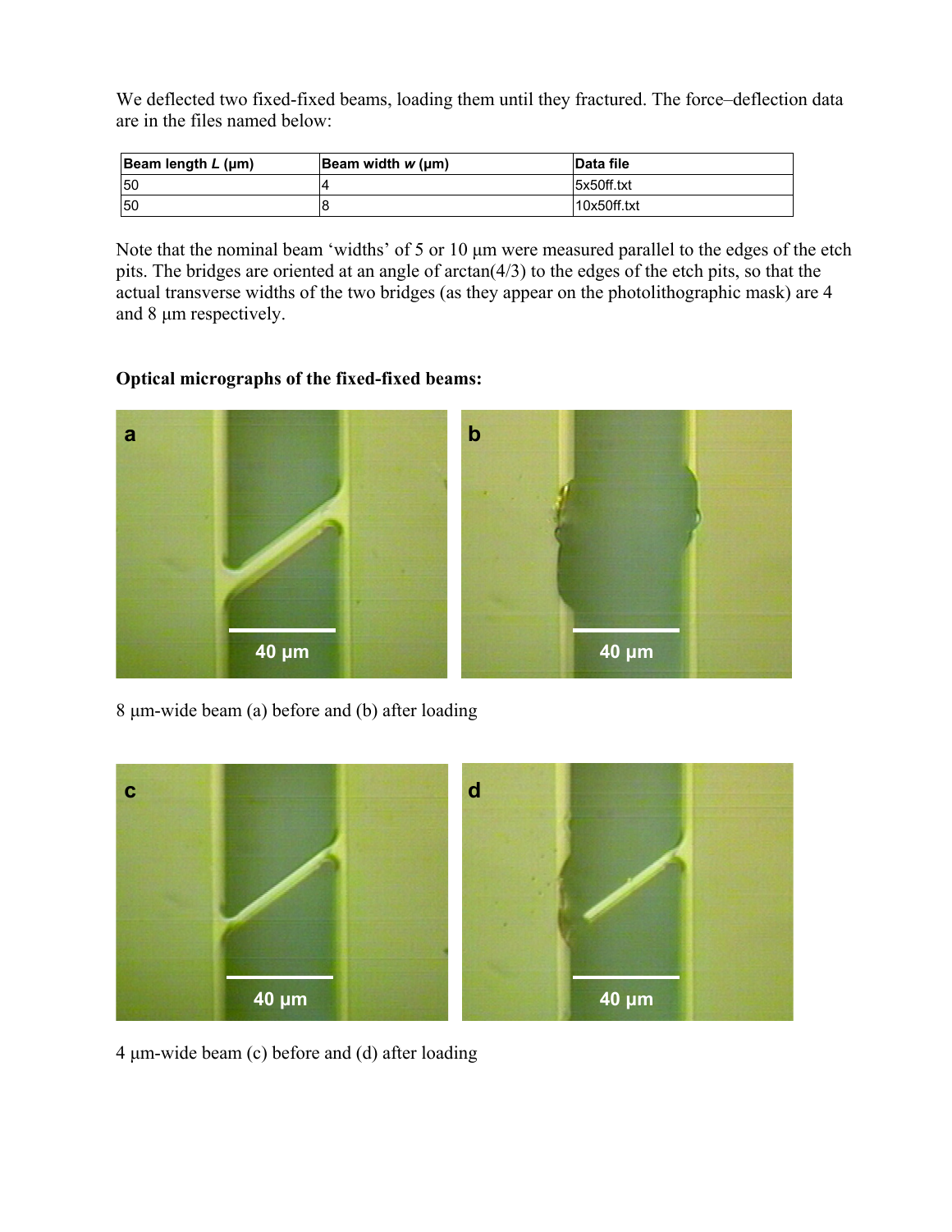We deflected two fixed-fixed beams, loading them until they fractured. The force–deflection data are in the files named below:

| Beam length *L* (μm) | Beam width *w* (μm) | Data file |
|---|---|---|
| 50 | 4 | 5x50ff.txt |
| 50 | 8 | 10x50ff.txt |

Note that the nominal beam 'widths' of 5 or 10 μm were measured parallel to the edges of the etch pits. The bridges are oriented at an angle of arctan(4/3) to the edges of the etch pits, so that the actual transverse widths of the two bridges (as they appear on the photolithographic mask) are 4 and 8 μm respectively.

**Optical micrographs of the fixed-fixed beams:**

8 μm-wide beam (a) before and (b) after loading

4 μm-wide beam (c) before and (d) after loading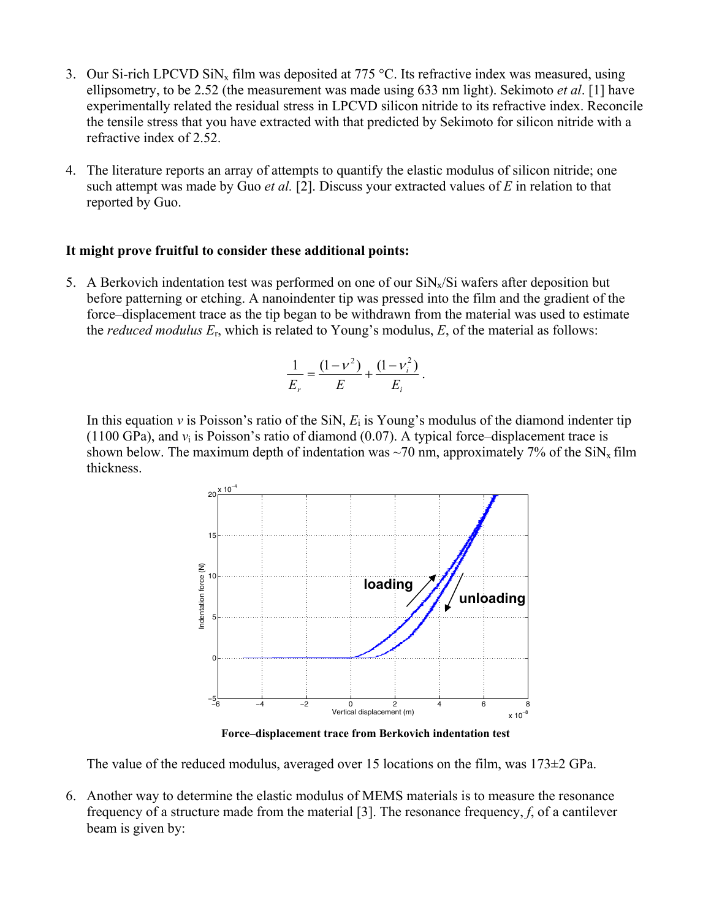3. Our Si-rich LPCVD $SiN_x$ film was deposited at 775 °C. Its refractive index was measured, using ellipsometry, to be 2.52 (the measurement was made using 633 nm light). Sekimoto *et al*. [1] have experimentally related the residual stress in LPCVD silicon nitride to its refractive index. Reconcile the tensile stress that you have extracted with that predicted by Sekimoto for silicon nitride with a refractive index of 2.52.

4. The literature reports an array of attempts to quantify the elastic modulus of silicon nitride; one such attempt was made by Guo *et al.* [2]. Discuss your extracted values of $E$ in relation to that reported by Guo.

**It might prove fruitful to consider these additional points:**

5. A Berkovich indentation test was performed on one of our $SiN_x$/Si wafers after deposition but before patterning or etching. A nanoindenter tip was pressed into the film and the gradient of the force–displacement trace as the tip began to be withdrawn from the material was used to estimate the *reduced modulus* $E_r$, which is related to Young's modulus, $E$, of the material as follows:

$$\frac{1}{E_r} = \frac{(1-\nu^2)}{E} + \frac{(1-\nu_i^2)}{E_i}.$$

In this equation $\nu$ is Poisson's ratio of the SiN, $E_i$ is Young's modulus of the diamond indenter tip (1100 GPa), and $\nu_i$ is Poisson's ratio of diamond (0.07). A typical force–displacement trace is shown below. The maximum depth of indentation was ~70 nm, approximately 7% of the $SiN_x$ film thickness.

**Force–displacement trace from Berkovich indentation test**

The value of the reduced modulus, averaged over 15 locations on the film, was 173±2 GPa.

6. Another way to determine the elastic modulus of MEMS materials is to measure the resonance frequency of a structure made from the material [3]. The resonance frequency, $f$, of a cantilever beam is given by: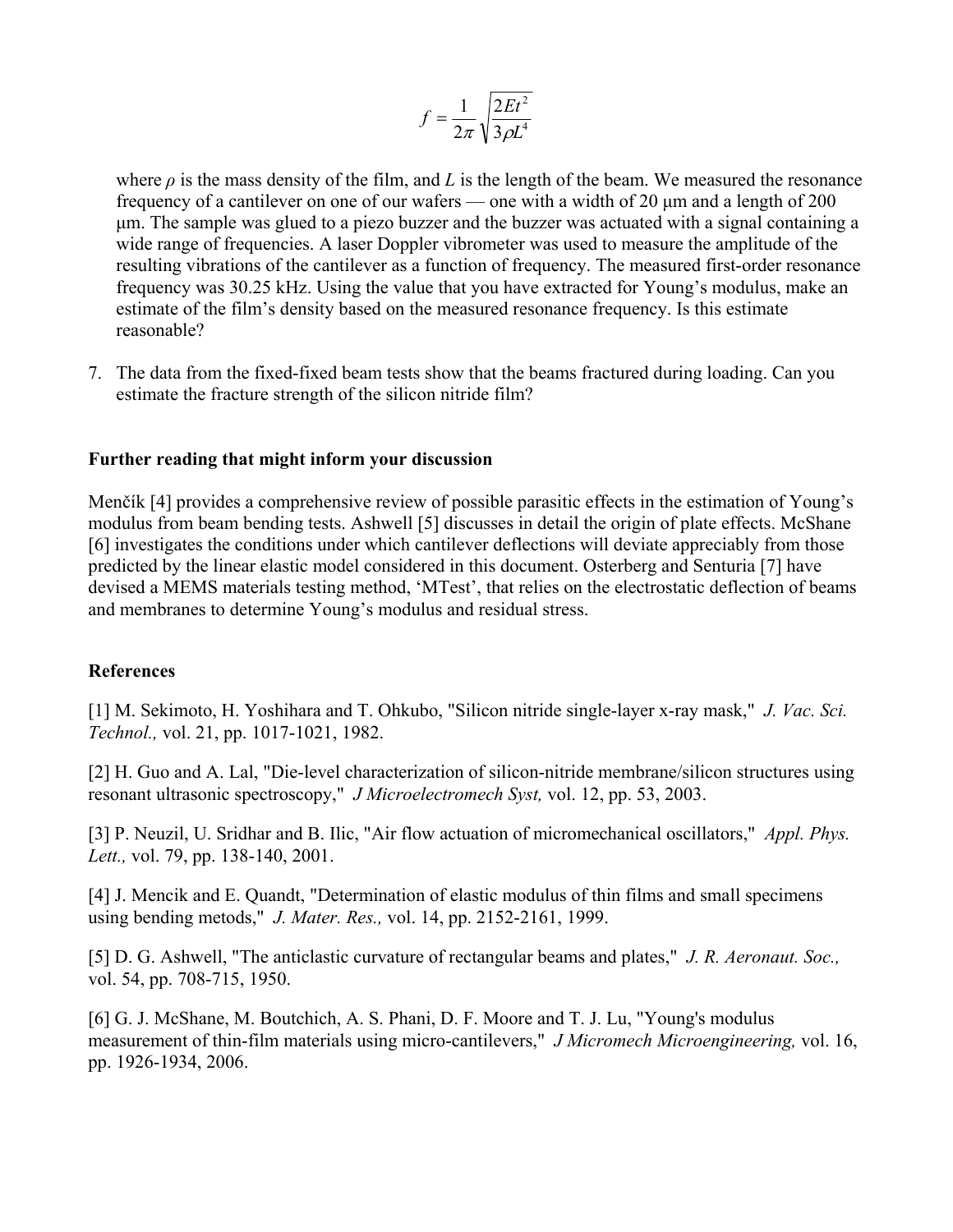$$f = \frac{1}{2\pi}\sqrt{\frac{2Et^2}{3\rho L^4}}$$

where $\rho$ is the mass density of the film, and $L$ is the length of the beam. We measured the resonance frequency of a cantilever on one of our wafers — one with a width of 20 μm and a length of 200 μm. The sample was glued to a piezo buzzer and the buzzer was actuated with a signal containing a wide range of frequencies. A laser Doppler vibrometer was used to measure the amplitude of the resulting vibrations of the cantilever as a function of frequency. The measured first-order resonance frequency was 30.25 kHz. Using the value that you have extracted for Young's modulus, make an estimate of the film's density based on the measured resonance frequency. Is this estimate reasonable?

7. The data from the fixed-fixed beam tests show that the beams fractured during loading. Can you estimate the fracture strength of the silicon nitride film?

**Further reading that might inform your discussion**

Menčík [4] provides a comprehensive review of possible parasitic effects in the estimation of Young's modulus from beam bending tests. Ashwell [5] discusses in detail the origin of plate effects. McShane [6] investigates the conditions under which cantilever deflections will deviate appreciably from those predicted by the linear elastic model considered in this document. Osterberg and Senturia [7] have devised a MEMS materials testing method, 'MTest', that relies on the electrostatic deflection of beams and membranes to determine Young's modulus and residual stress.

**References**

[1] M. Sekimoto, H. Yoshihara and T. Ohkubo, "Silicon nitride single-layer x-ray mask," *J. Vac. Sci. Technol.,* vol. 21, pp. 1017-1021, 1982.

[2] H. Guo and A. Lal, "Die-level characterization of silicon-nitride membrane/silicon structures using resonant ultrasonic spectroscopy," *J Microelectromech Syst,* vol. 12, pp. 53, 2003.

[3] P. Neuzil, U. Sridhar and B. Ilic, "Air flow actuation of micromechanical oscillators," *Appl. Phys. Lett.,* vol. 79, pp. 138-140, 2001.

[4] J. Mencik and E. Quandt, "Determination of elastic modulus of thin films and small specimens using bending metods," *J. Mater. Res.,* vol. 14, pp. 2152-2161, 1999.

[5] D. G. Ashwell, "The anticlastic curvature of rectangular beams and plates," *J. R. Aeronaut. Soc.,* vol. 54, pp. 708-715, 1950.

[6] G. J. McShane, M. Boutchich, A. S. Phani, D. F. Moore and T. J. Lu, "Young's modulus measurement of thin-film materials using micro-cantilevers," *J Micromech Microengineering,* vol. 16, pp. 1926-1934, 2006.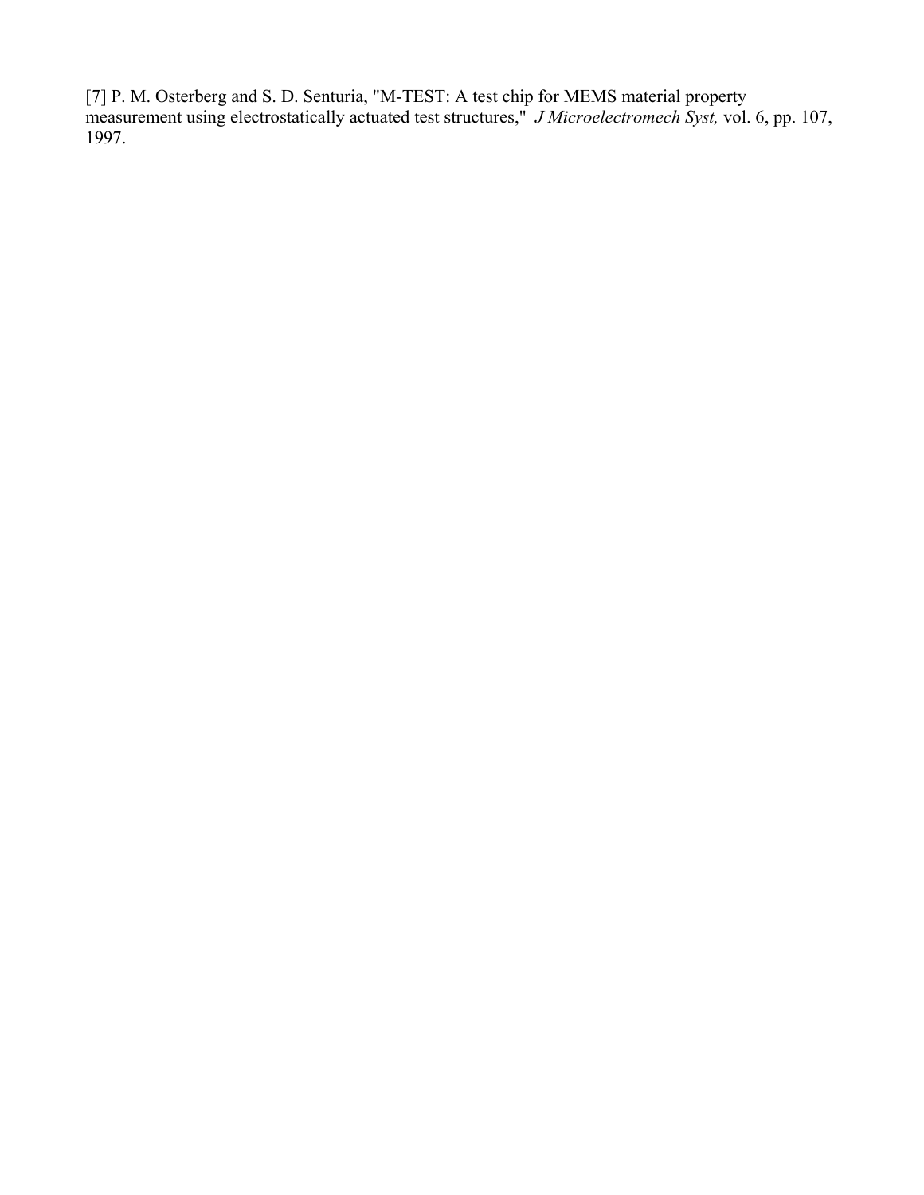[7] P. M. Osterberg and S. D. Senturia, "M-TEST: A test chip for MEMS material property measurement using electrostatically actuated test structures," *J Microelectromech Syst,* vol. 6, pp. 107, 1997.